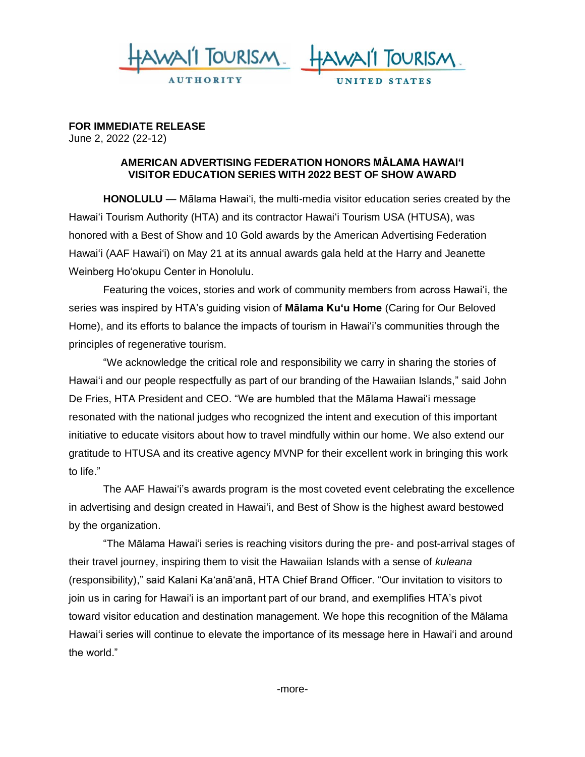**FOR IMMEDIATE RELEASE**
June 2, 2022 (22-12)

**AMERICAN ADVERTISING FEDERATION HONORS MĀLAMA HAWAIʻI VISITOR EDUCATION SERIES WITH 2022 BEST OF SHOW AWARD**

**HONOLULU** — Mālama Hawaiʻi, the multi-media visitor education series created by the Hawaiʻi Tourism Authority (HTA) and its contractor Hawaiʻi Tourism USA (HTUSA), was honored with a Best of Show and 10 Gold awards by the American Advertising Federation Hawaiʻi (AAF Hawaiʻi) on May 21 at its annual awards gala held at the Harry and Jeanette Weinberg Hoʻokupu Center in Honolulu.

Featuring the voices, stories and work of community members from across Hawaiʻi, the series was inspired by HTA's guiding vision of **Mālama Kuʻu Home** (Caring for Our Beloved Home), and its efforts to balance the impacts of tourism in Hawaiʻi's communities through the principles of regenerative tourism.

"We acknowledge the critical role and responsibility we carry in sharing the stories of Hawaiʻi and our people respectfully as part of our branding of the Hawaiian Islands," said John De Fries, HTA President and CEO. "We are humbled that the Mālama Hawaiʻi message resonated with the national judges who recognized the intent and execution of this important initiative to educate visitors about how to travel mindfully within our home. We also extend our gratitude to HTUSA and its creative agency MVNP for their excellent work in bringing this work to life."

The AAF Hawaiʻi's awards program is the most coveted event celebrating the excellence in advertising and design created in Hawaiʻi, and Best of Show is the highest award bestowed by the organization.

"The Mālama Hawaiʻi series is reaching visitors during the pre- and post-arrival stages of their travel journey, inspiring them to visit the Hawaiian Islands with a sense of *kuleana* (responsibility)," said Kalani Kaʻanāʻanā, HTA Chief Brand Officer. "Our invitation to visitors to join us in caring for Hawaiʻi is an important part of our brand, and exemplifies HTA's pivot toward visitor education and destination management. We hope this recognition of the Mālama Hawaiʻi series will continue to elevate the importance of its message here in Hawaiʻi and around the world."

-more-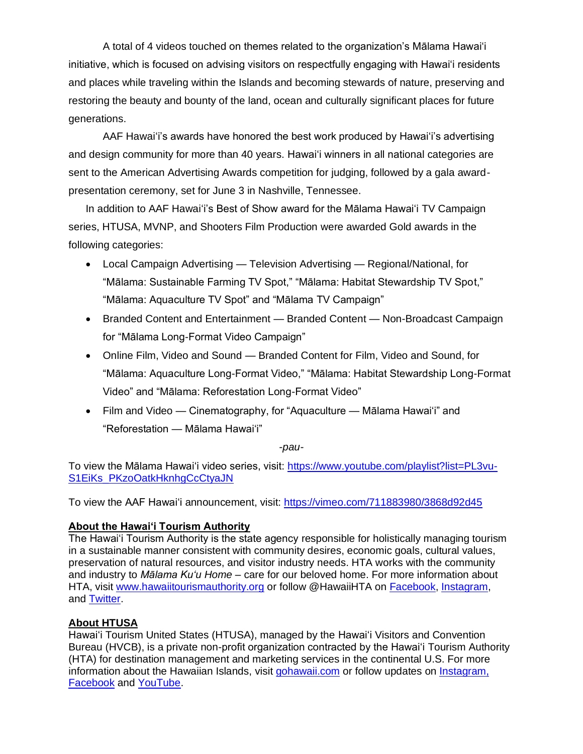A total of 4 videos touched on themes related to the organization's Mālama Hawaiʻi initiative, which is focused on advising visitors on respectfully engaging with Hawaiʻi residents and places while traveling within the Islands and becoming stewards of nature, preserving and restoring the beauty and bounty of the land, ocean and culturally significant places for future generations.

AAF Hawaiʻi's awards have honored the best work produced by Hawaiʻi's advertising and design community for more than 40 years. Hawaiʻi winners in all national categories are sent to the American Advertising Awards competition for judging, followed by a gala award-presentation ceremony, set for June 3 in Nashville, Tennessee.

In addition to AAF Hawaiʻi's Best of Show award for the Mālama Hawaiʻi TV Campaign series, HTUSA, MVNP, and Shooters Film Production were awarded Gold awards in the following categories:

- Local Campaign Advertising — Television Advertising — Regional/National, for "Mālama: Sustainable Farming TV Spot," "Mālama: Habitat Stewardship TV Spot," "Mālama: Aquaculture TV Spot" and "Mālama TV Campaign"
- Branded Content and Entertainment — Branded Content — Non-Broadcast Campaign for "Mālama Long-Format Video Campaign"
- Online Film, Video and Sound — Branded Content for Film, Video and Sound, for "Mālama: Aquaculture Long-Format Video," "Mālama: Habitat Stewardship Long-Format Video" and "Mālama: Reforestation Long-Format Video"
- Film and Video — Cinematography, for "Aquaculture — Mālama Hawaiʻi" and "Reforestation — Mālama Hawaiʻi"

*-pau-*

To view the Mālama Hawaiʻi video series, visit: https://www.youtube.com/playlist?list=PL3vu-S1EiKs_PKzoOatkHknhgCcCtyaJN

To view the AAF Hawaiʻi announcement, visit: https://vimeo.com/711883980/3868d92d45

**About the Hawaiʻi Tourism Authority**

The Hawaiʻi Tourism Authority is the state agency responsible for holistically managing tourism in a sustainable manner consistent with community desires, economic goals, cultural values, preservation of natural resources, and visitor industry needs. HTA works with the community and industry to *Mālama Kuʻu Home* – care for our beloved home. For more information about HTA, visit www.hawaiitourismauthority.org or follow @HawaiiHTA on Facebook, Instagram, and Twitter.

**About HTUSA**

Hawaiʻi Tourism United States (HTUSA), managed by the Hawaiʻi Visitors and Convention Bureau (HVCB), is a private non-profit organization contracted by the Hawaiʻi Tourism Authority (HTA) for destination management and marketing services in the continental U.S. For more information about the Hawaiian Islands, visit gohawaii.com or follow updates on Instagram, Facebook and YouTube.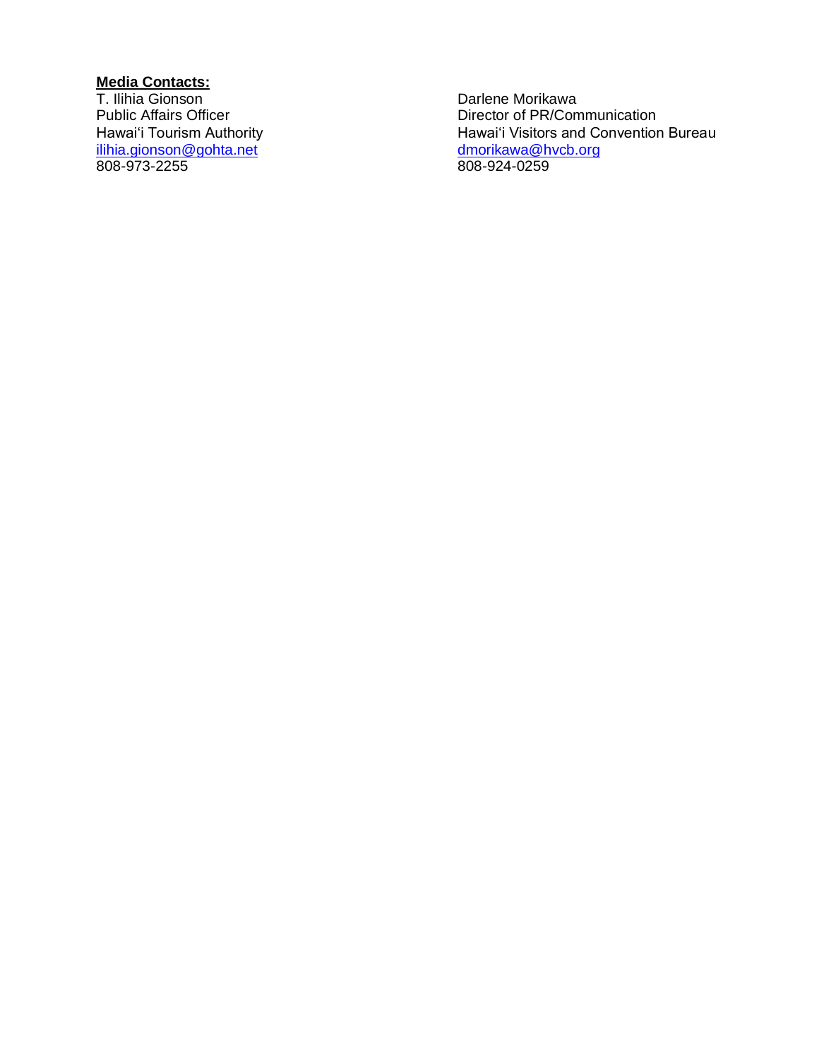**Media Contacts:**

T. Ilihia Gionson
Public Affairs Officer
Hawai'i Tourism Authority
[ilihia.gionson@gohta.net](mailto:ilihia.gionson@gohta.net)
808-973-2255

Darlene Morikawa
Director of PR/Communication
Hawai'i Visitors and Convention Bureau
[dmorikawa@hvcb.org](mailto:dmorikawa@hvcb.org)
808-924-0259